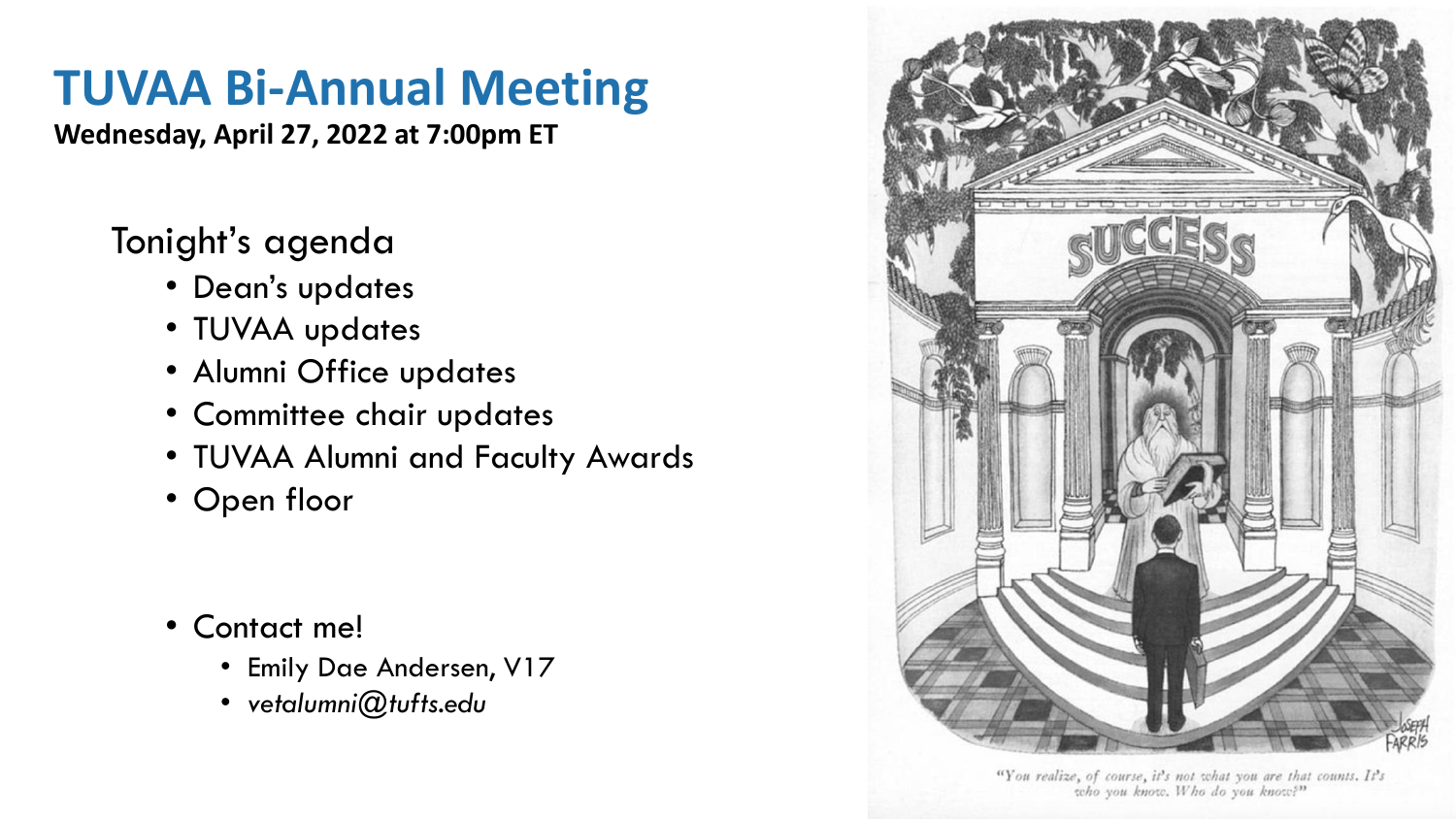# TUVAA Bi-Annual Meeting

**Wednesday, April 27, 2022 at 7:00pm ET**

Tonight's agenda

- Dean's updates
- TUVAA updates
- Alumni Office updates
- Committee chair updates
- TUVAA Alumni and Faculty Awards
- Open floor

- Contact me!
  - Emily Dae Andersen, V17
  - *vetalumni@tufts.edu*

*"You realize, of course, it's not what you are that counts. It's who you know. Who do you know?"*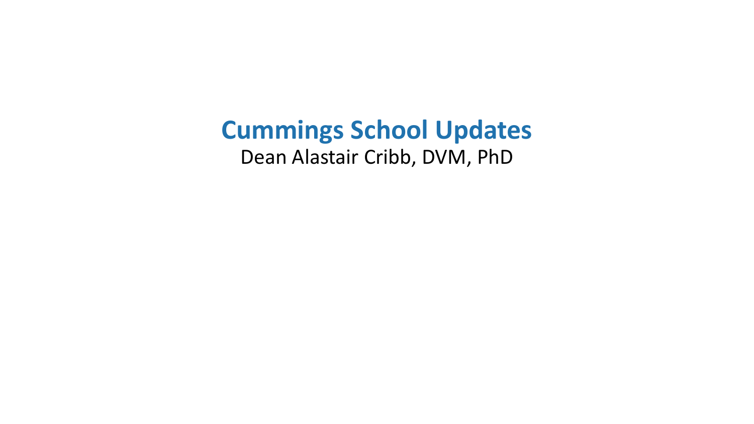# Cummings School Updates

Dean Alastair Cribb, DVM, PhD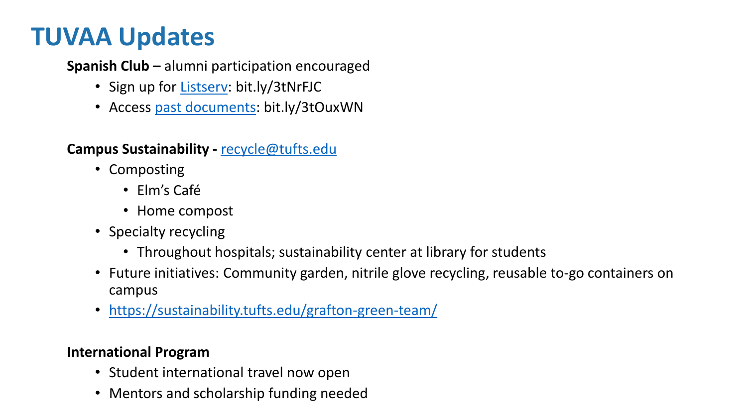# TUVAA Updates

**Spanish Club –** alumni participation encouraged

- Sign up for Listserv: bit.ly/3tNrFJC
- Access past documents: bit.ly/3tOuxWN

**Campus Sustainability -** recycle@tufts.edu

- Composting
  - Elm's Café
  - Home compost
- Specialty recycling
  - Throughout hospitals; sustainability center at library for students
- Future initiatives: Community garden, nitrile glove recycling, reusable to-go containers on campus
- https://sustainability.tufts.edu/grafton-green-team/

**International Program**

- Student international travel now open
- Mentors and scholarship funding needed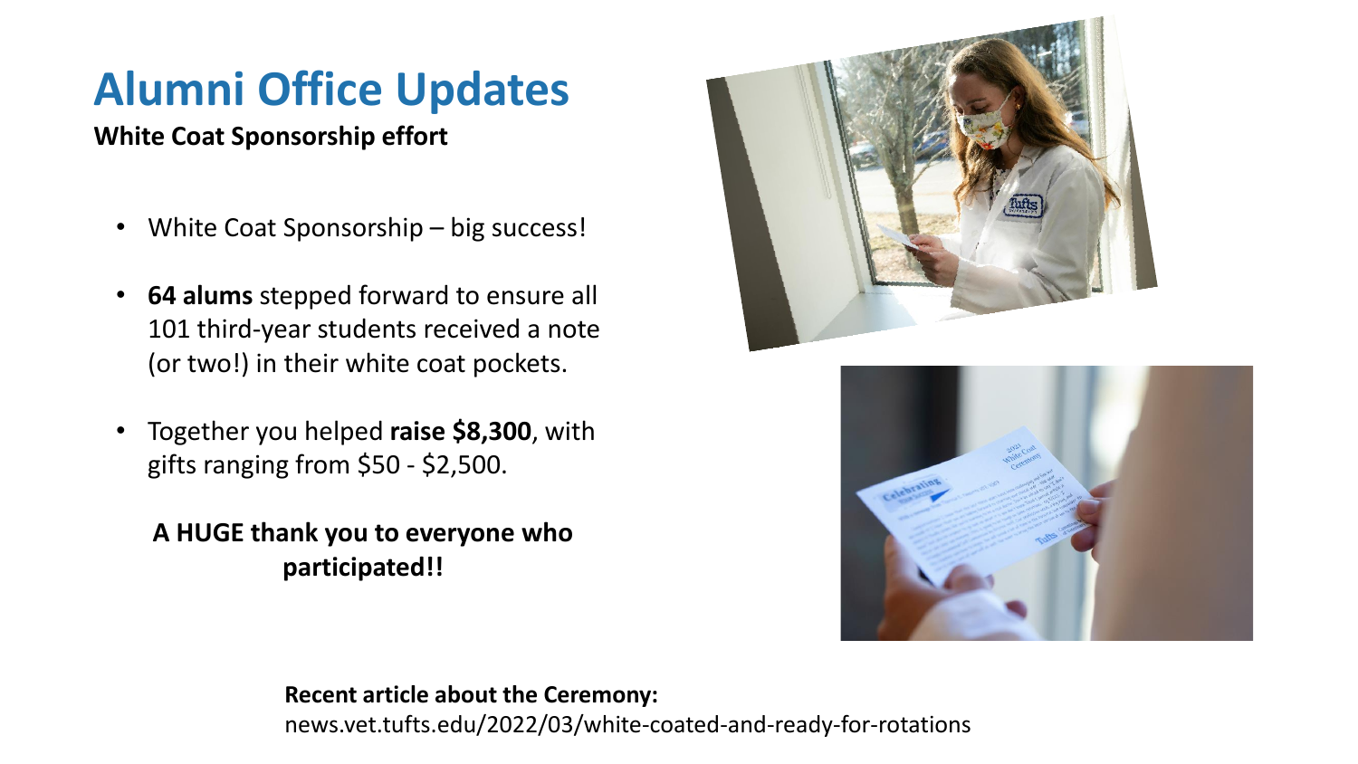# Alumni Office Updates

**White Coat Sponsorship effort**

- White Coat Sponsorship – big success!
- **64 alums** stepped forward to ensure all 101 third-year students received a note (or two!) in their white coat pockets.
- Together you helped **raise $8,300**, with gifts ranging from $50 - $2,500.

**A HUGE thank you to everyone who participated!!**

**Recent article about the Ceremony:**
news.vet.tufts.edu/2022/03/white-coated-and-ready-for-rotations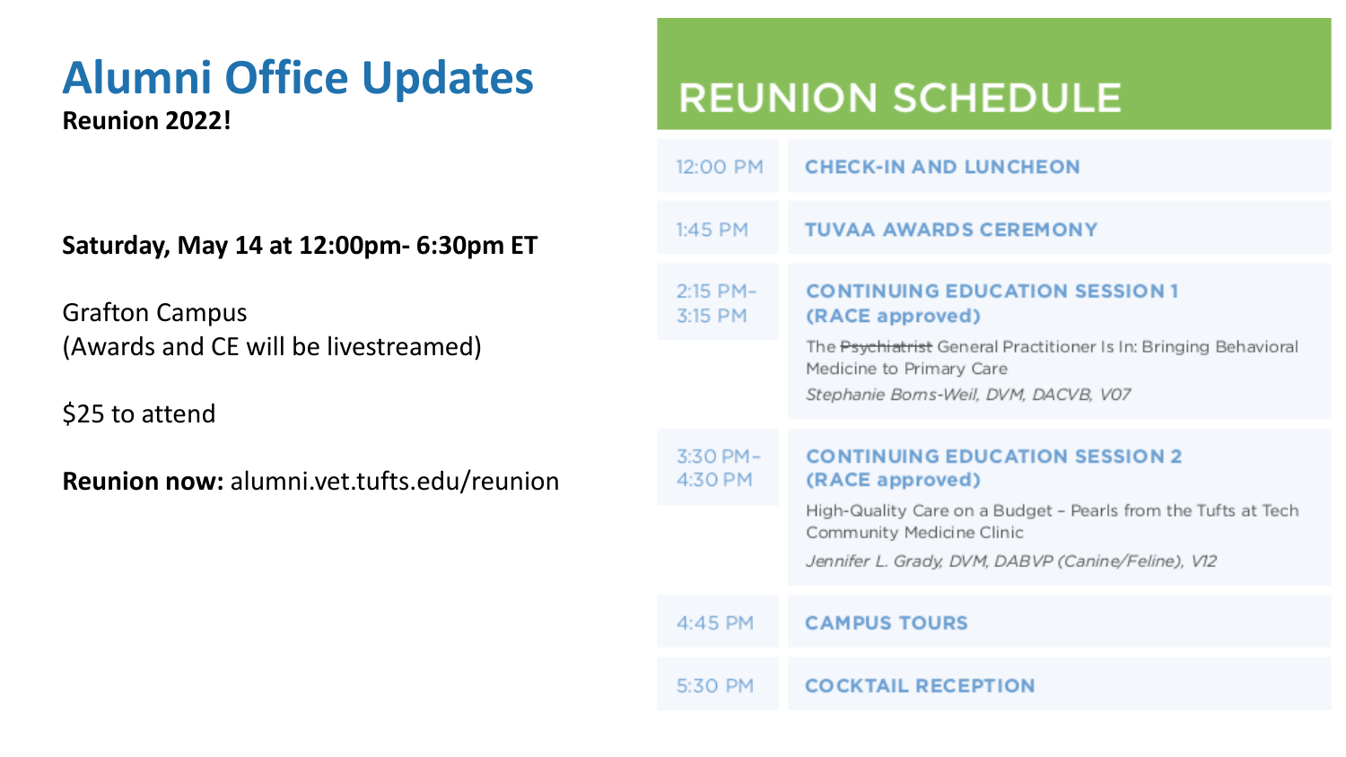# Alumni Office Updates

**Reunion 2022!**

**Saturday, May 14 at 12:00pm- 6:30pm ET**

Grafton Campus
(Awards and CE will be livestreamed)

$25 to attend

**Reunion now:** alumni.vet.tufts.edu/reunion

## REUNION SCHEDULE

| Time | Event |
| --- | --- |
| 12:00 PM | **CHECK-IN AND LUNCHEON** |
| 1:45 PM | **TUVAA AWARDS CEREMONY** |
| 2:15 PM–3:15 PM | **CONTINUING EDUCATION SESSION 1 (RACE approved)**<br>The ~~Psychiatrist~~ General Practitioner Is In: Bringing Behavioral Medicine to Primary Care<br>*Stephanie Borns-Weil, DVM, DACVB, V07* |
| 3:30 PM–4:30 PM | **CONTINUING EDUCATION SESSION 2 (RACE approved)**<br>High-Quality Care on a Budget – Pearls from the Tufts at Tech Community Medicine Clinic<br>*Jennifer L. Grady, DVM, DABVP (Canine/Feline), V12* |
| 4:45 PM | **CAMPUS TOURS** |
| 5:30 PM | **COCKTAIL RECEPTION** |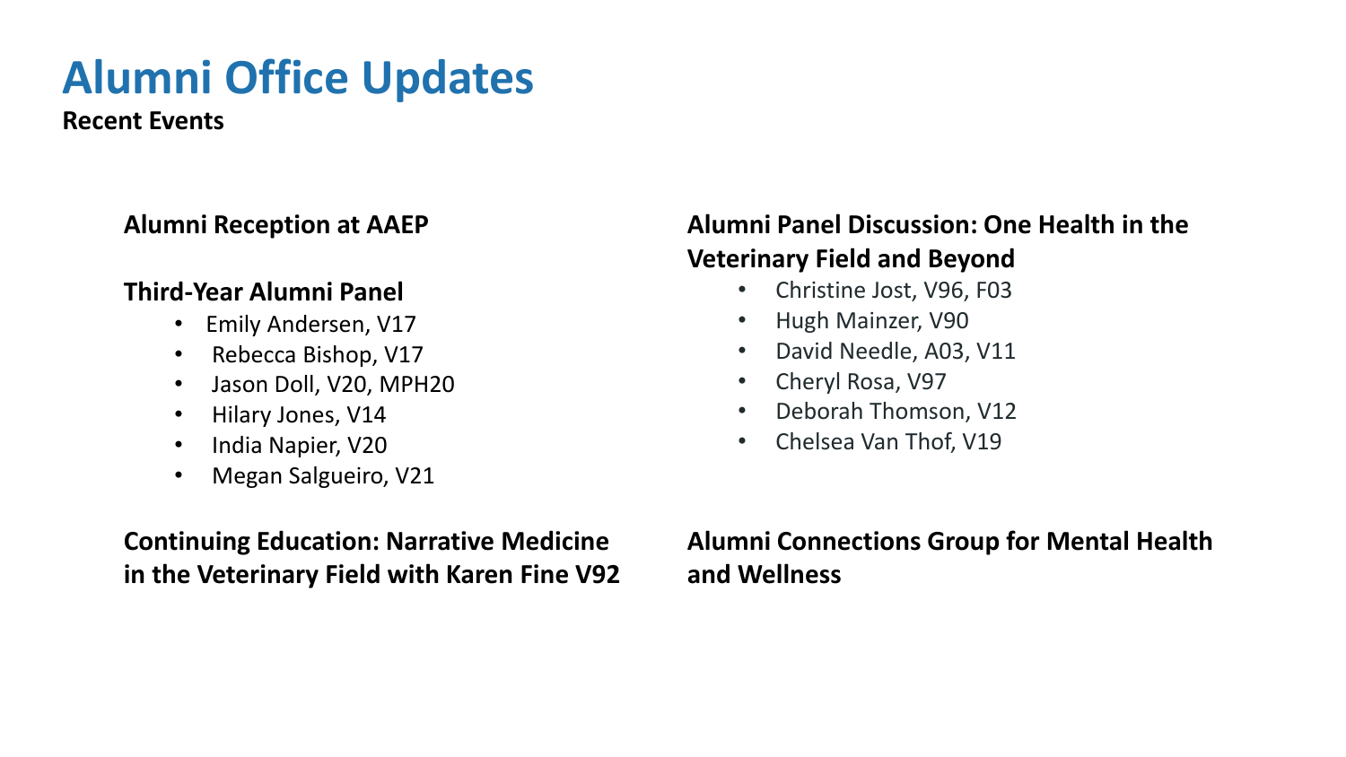# Alumni Office Updates

**Recent Events**

**Alumni Reception at AAEP**

**Third-Year Alumni Panel**

- Emily Andersen, V17
- Rebecca Bishop, V17
- Jason Doll, V20, MPH20
- Hilary Jones, V14
- India Napier, V20
- Megan Salgueiro, V21

**Continuing Education: Narrative Medicine in the Veterinary Field with Karen Fine V92**

**Alumni Panel Discussion: One Health in the Veterinary Field and Beyond**

- Christine Jost, V96, F03
- Hugh Mainzer, V90
- David Needle, A03, V11
- Cheryl Rosa, V97
- Deborah Thomson, V12
- Chelsea Van Thof, V19

**Alumni Connections Group for Mental Health and Wellness**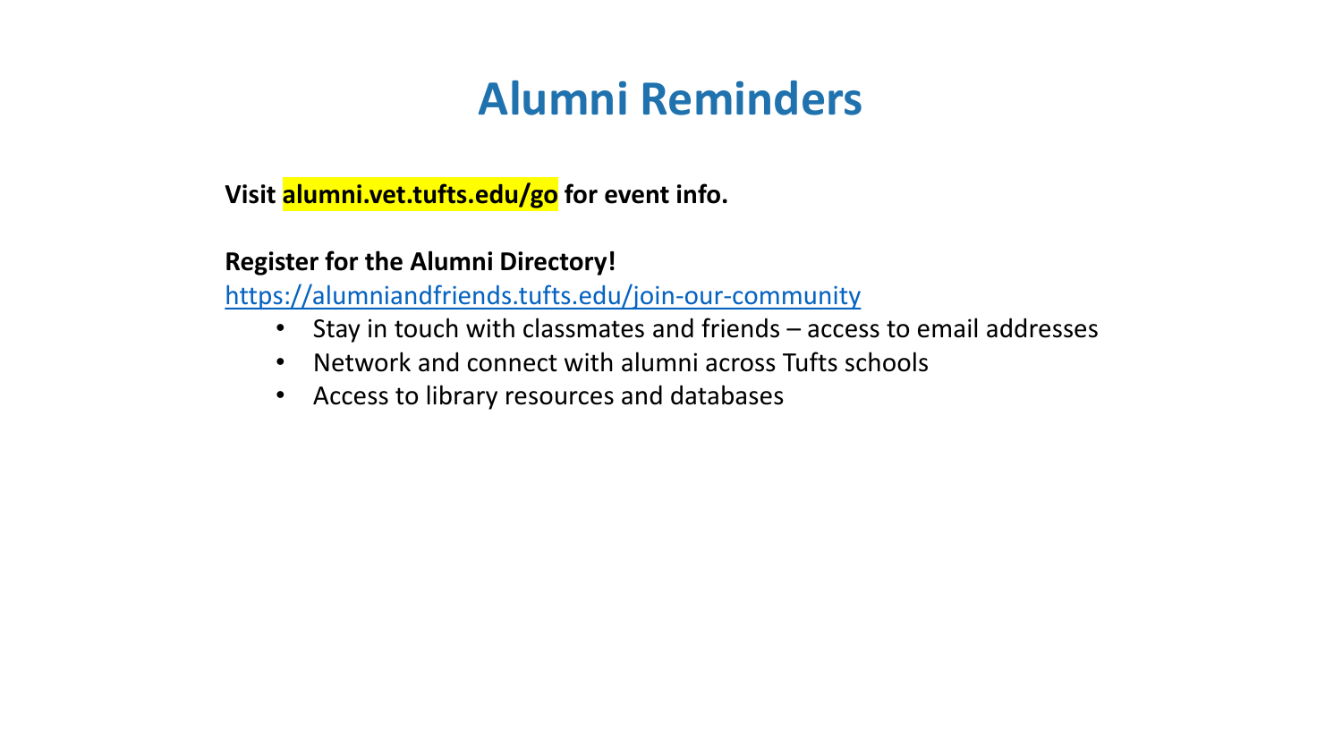# Alumni Reminders

**Visit alumni.vet.tufts.edu/go for event info.**

**Register for the Alumni Directory!**
https://alumniandfriends.tufts.edu/join-our-community

- Stay in touch with classmates and friends – access to email addresses
- Network and connect with alumni across Tufts schools
- Access to library resources and databases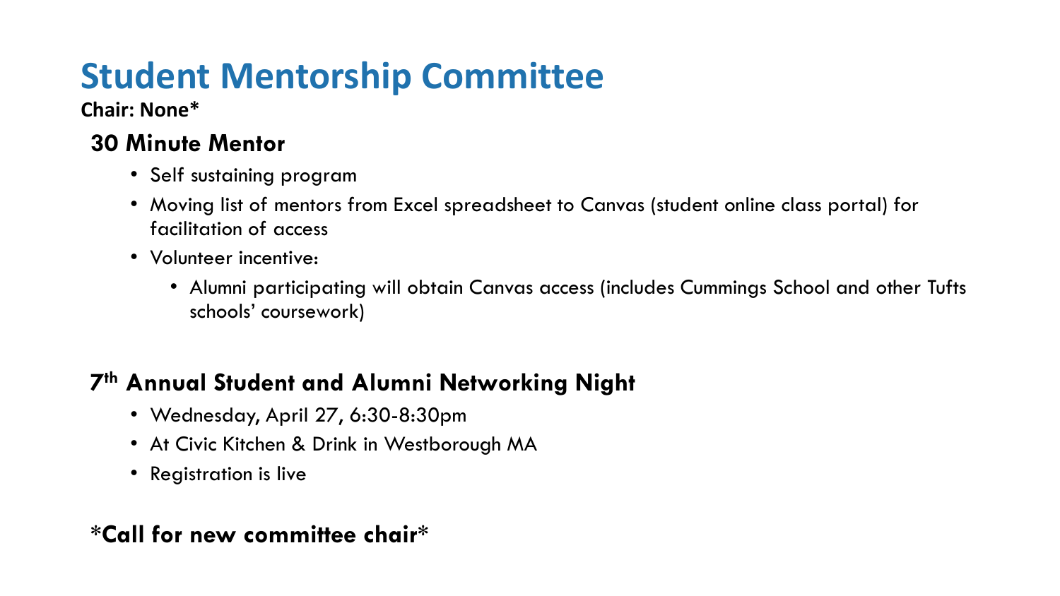# Student Mentorship Committee

**Chair: None***

## 30 Minute Mentor

- Self sustaining program
- Moving list of mentors from Excel spreadsheet to Canvas (student online class portal) for facilitation of access
- Volunteer incentive:
  - Alumni participating will obtain Canvas access (includes Cummings School and other Tufts schools' coursework)

## 7th Annual Student and Alumni Networking Night

- Wednesday, April 27, 6:30-8:30pm
- At Civic Kitchen & Drink in Westborough MA
- Registration is live

**\*Call for new committee chair***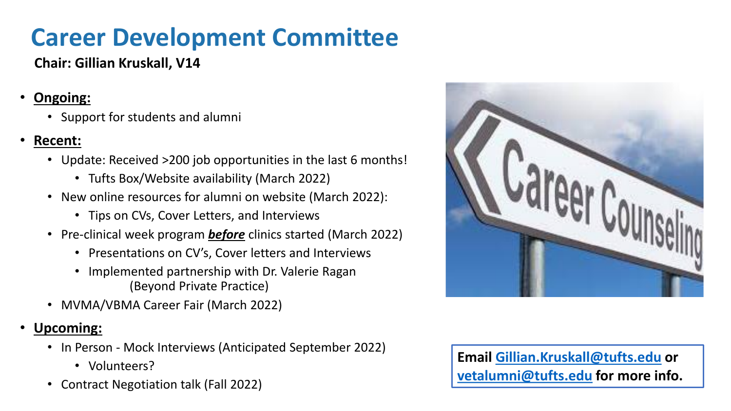# Career Development Committee

**Chair: Gillian Kruskall, V14**

- **Ongoing:**
  - Support for students and alumni
- **Recent:**
  - Update: Received >200 job opportunities in the last 6 months!
    - Tufts Box/Website availability (March 2022)
  - New online resources for alumni on website (March 2022):
    - Tips on CVs, Cover Letters, and Interviews
  - Pre-clinical week program ***before*** clinics started (March 2022)
    - Presentations on CV's, Cover letters and Interviews
    - Implemented partnership with Dr. Valerie Ragan (Beyond Private Practice)
  - MVMA/VBMA Career Fair (March 2022)
- **Upcoming:**
  - In Person - Mock Interviews (Anticipated September 2022)
    - Volunteers?
  - Contract Negotiation talk (Fall 2022)

**Email Gillian.Kruskall@tufts.edu or vetalumni@tufts.edu for more info.**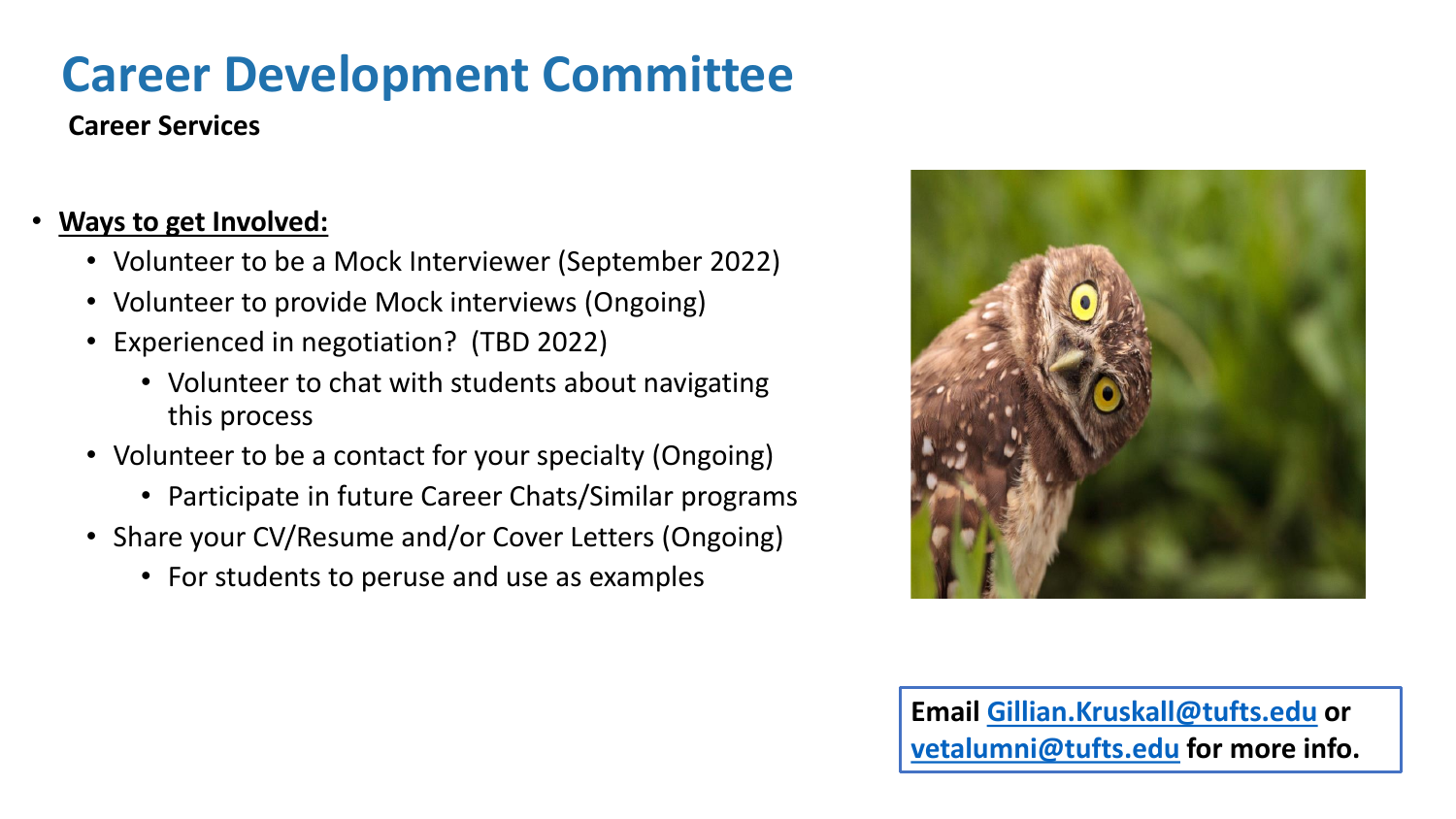# Career Development Committee

**Career Services**

- **Ways to get Involved:**
  - Volunteer to be a Mock Interviewer (September 2022)
  - Volunteer to provide Mock interviews (Ongoing)
  - Experienced in negotiation? (TBD 2022)
    - Volunteer to chat with students about navigating this process
  - Volunteer to be a contact for your specialty (Ongoing)
    - Participate in future Career Chats/Similar programs
  - Share your CV/Resume and/or Cover Letters (Ongoing)
    - For students to peruse and use as examples

**Email Gillian.Kruskall@tufts.edu or vetalumni@tufts.edu for more info.**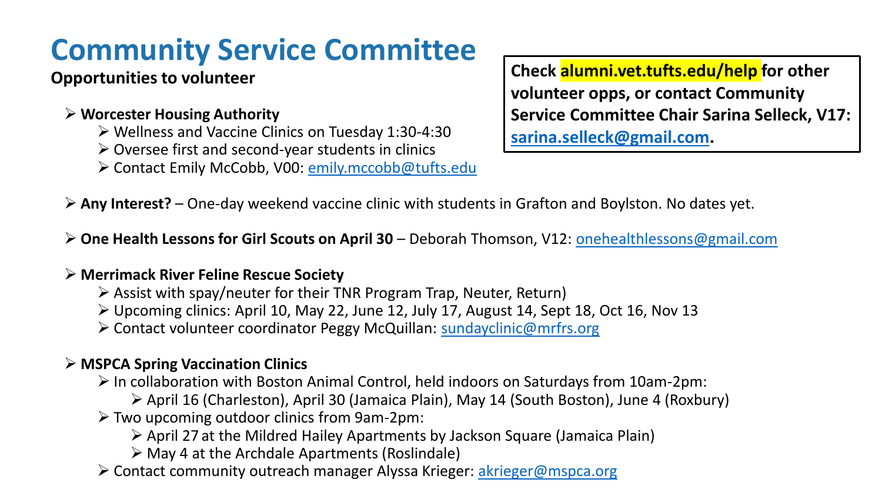# Community Service Committee

**Opportunities to volunteer**

**Check alumni.vet.tufts.edu/help for other volunteer opps, or contact Community Service Committee Chair Sarina Selleck, V17: sarina.selleck@gmail.com.**

- **Worcester Housing Authority**
  - Wellness and Vaccine Clinics on Tuesday 1:30-4:30
  - Oversee first and second-year students in clinics
  - Contact Emily McCobb, V00: emily.mccobb@tufts.edu

- **Any Interest?** – One-day weekend vaccine clinic with students in Grafton and Boylston. No dates yet.

- **One Health Lessons for Girl Scouts on April 30** – Deborah Thomson, V12: onehealthlessons@gmail.com

- **Merrimack River Feline Rescue Society**
  - Assist with spay/neuter for their TNR Program Trap, Neuter, Return)
  - Upcoming clinics: April 10, May 22, June 12, July 17, August 14, Sept 18, Oct 16, Nov 13
  - Contact volunteer coordinator Peggy McQuillan: sundayclinic@mrfrs.org

- **MSPCA Spring Vaccination Clinics**
  - In collaboration with Boston Animal Control, held indoors on Saturdays from 10am-2pm:
    - April 16 (Charleston), April 30 (Jamaica Plain), May 14 (South Boston), June 4 (Roxbury)
  - Two upcoming outdoor clinics from 9am-2pm:
    - April 27 at the Mildred Hailey Apartments by Jackson Square (Jamaica Plain)
    - May 4 at the Archdale Apartments (Roslindale)
  - Contact community outreach manager Alyssa Krieger: akrieger@mspca.org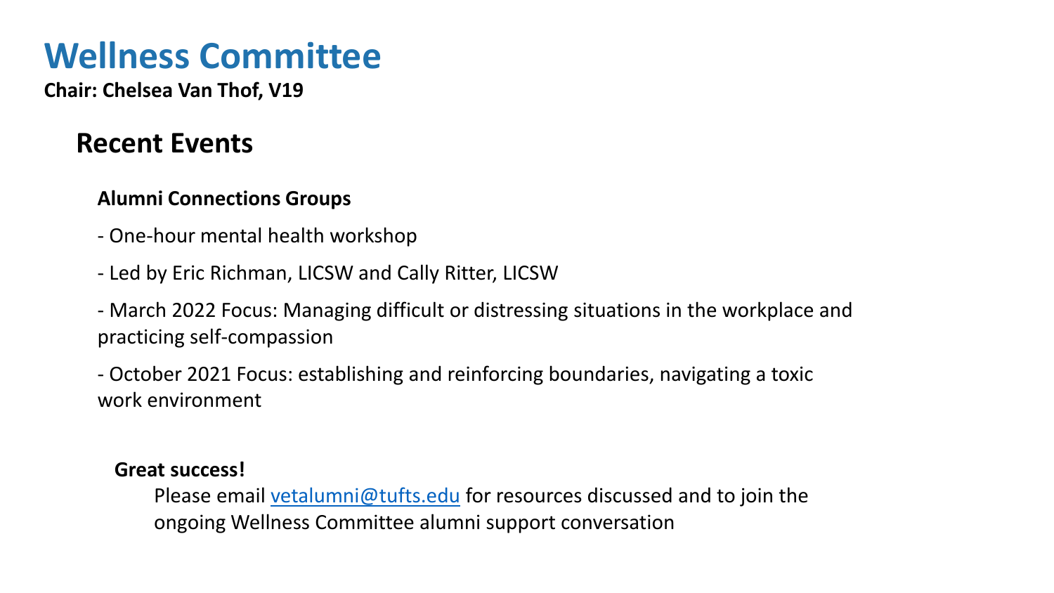# Wellness Committee

**Chair: Chelsea Van Thof, V19**

## Recent Events

**Alumni Connections Groups**

- One-hour mental health workshop
- Led by Eric Richman, LICSW and Cally Ritter, LICSW
- March 2022 Focus: Managing difficult or distressing situations in the workplace and practicing self-compassion
- October 2021 Focus: establishing and reinforcing boundaries, navigating a toxic work environment

**Great success!**

Please email vetalumni@tufts.edu for resources discussed and to join the ongoing Wellness Committee alumni support conversation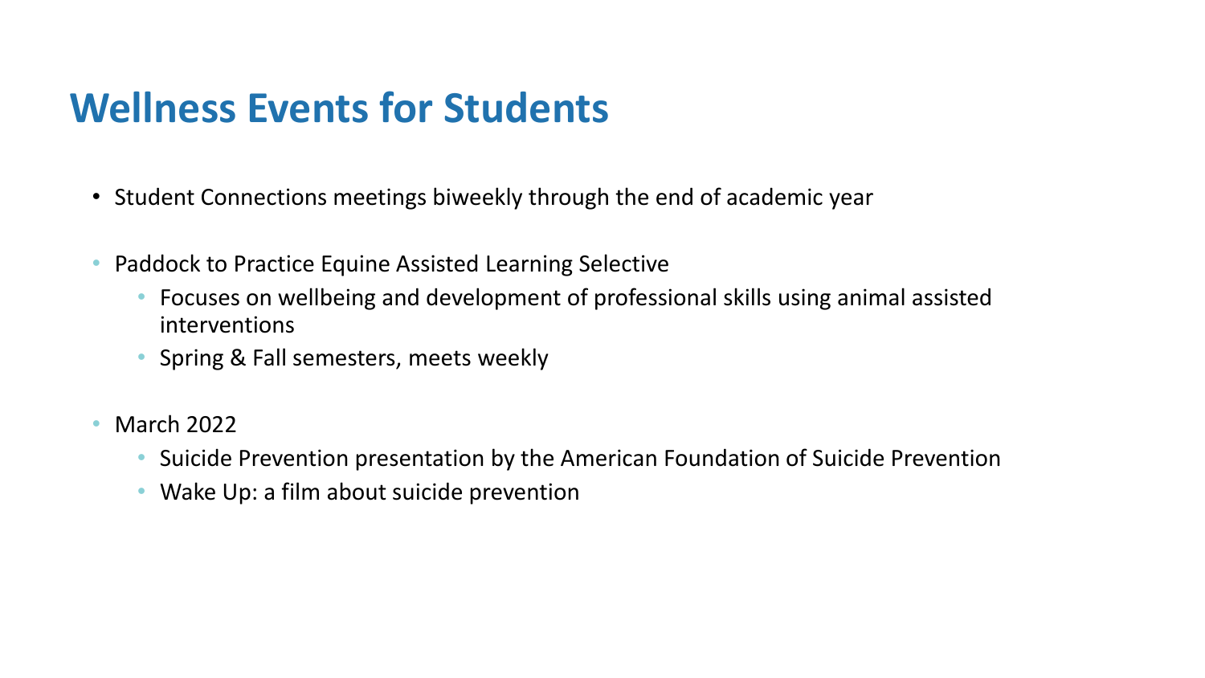# Wellness Events for Students

- Student Connections meetings biweekly through the end of academic year

- Paddock to Practice Equine Assisted Learning Selective
  - Focuses on wellbeing and development of professional skills using animal assisted interventions
  - Spring & Fall semesters, meets weekly

- March 2022
  - Suicide Prevention presentation by the American Foundation of Suicide Prevention
  - Wake Up: a film about suicide prevention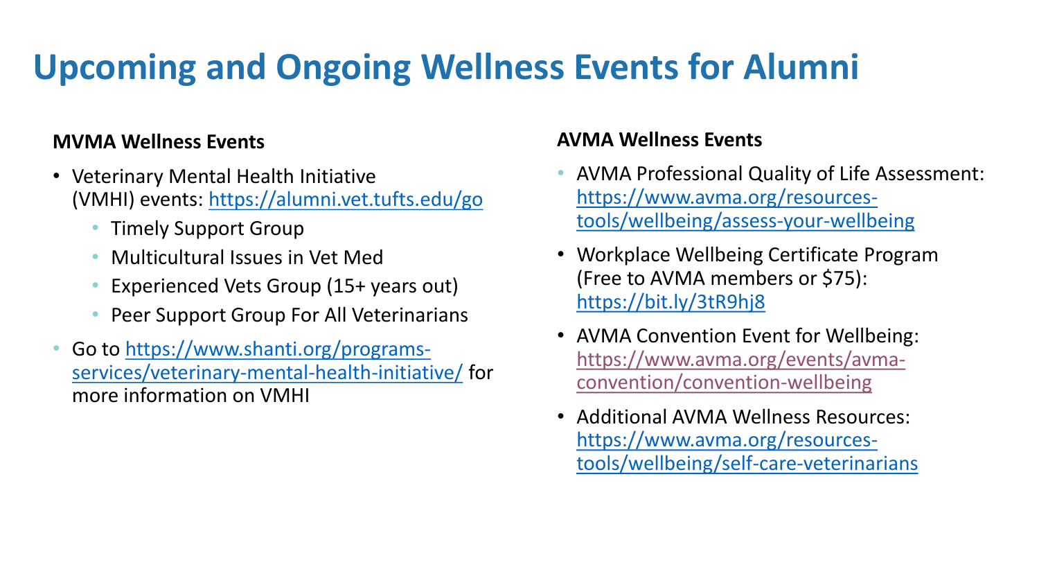# Upcoming and Ongoing Wellness Events for Alumni

**MVMA Wellness Events**

- Veterinary Mental Health Initiative (VMHI) events: https://alumni.vet.tufts.edu/go
  - Timely Support Group
  - Multicultural Issues in Vet Med
  - Experienced Vets Group (15+ years out)
  - Peer Support Group For All Veterinarians
- Go to https://www.shanti.org/programs-services/veterinary-mental-health-initiative/ for more information on VMHI

**AVMA Wellness Events**

- AVMA Professional Quality of Life Assessment: https://www.avma.org/resources-tools/wellbeing/assess-your-wellbeing
- Workplace Wellbeing Certificate Program (Free to AVMA members or $75): https://bit.ly/3tR9hj8
- AVMA Convention Event for Wellbeing: https://www.avma.org/events/avma-convention/convention-wellbeing
- Additional AVMA Wellness Resources: https://www.avma.org/resources-tools/wellbeing/self-care-veterinarians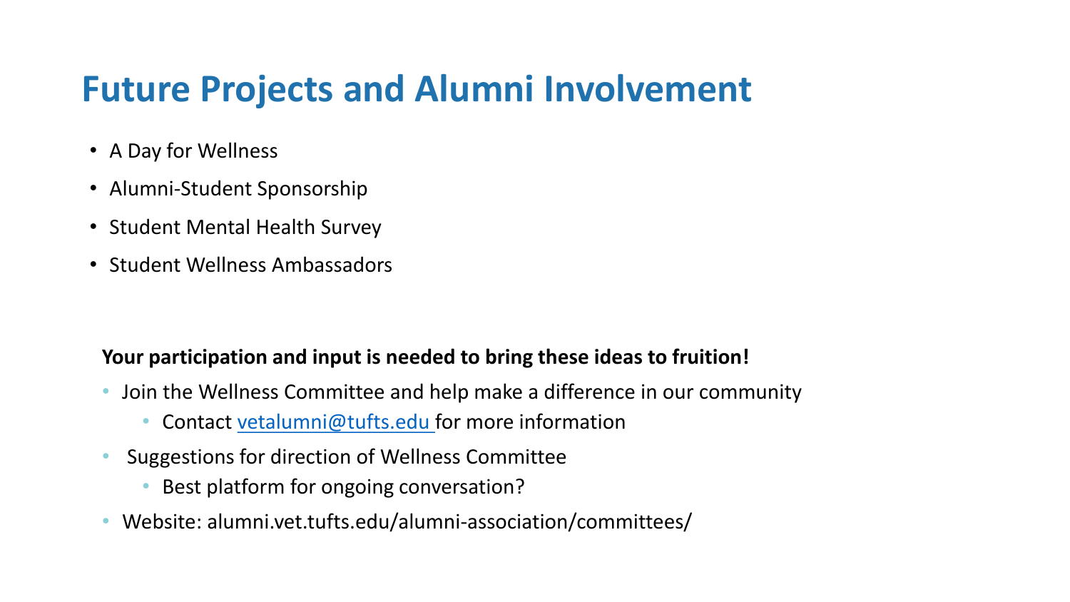# Future Projects and Alumni Involvement

- A Day for Wellness
- Alumni-Student Sponsorship
- Student Mental Health Survey
- Student Wellness Ambassadors

**Your participation and input is needed to bring these ideas to fruition!**

- Join the Wellness Committee and help make a difference in our community
  - Contact vetalumni@tufts.edu for more information
- Suggestions for direction of Wellness Committee
  - Best platform for ongoing conversation?
- Website: alumni.vet.tufts.edu/alumni-association/committees/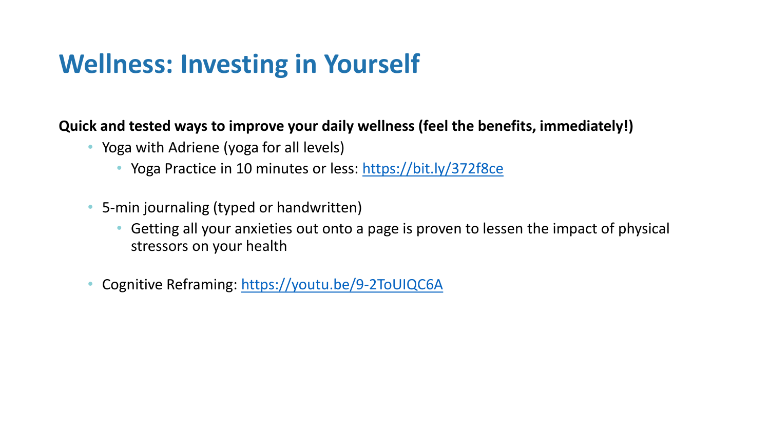# Wellness: Investing in Yourself

**Quick and tested ways to improve your daily wellness (feel the benefits, immediately!)**

- Yoga with Adriene (yoga for all levels)
  - Yoga Practice in 10 minutes or less: https://bit.ly/372f8ce
- 5-min journaling (typed or handwritten)
  - Getting all your anxieties out onto a page is proven to lessen the impact of physical stressors on your health
- Cognitive Reframing: https://youtu.be/9-2ToUIQC6A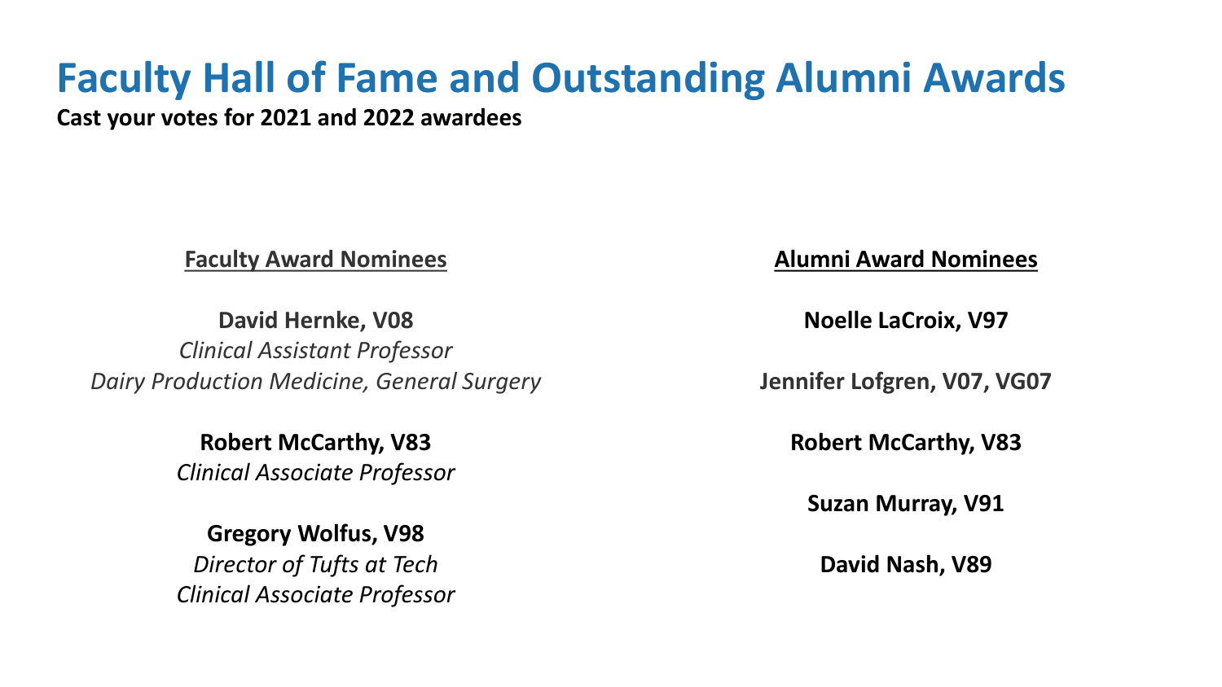# Faculty Hall of Fame and Outstanding Alumni Awards

**Cast your votes for 2021 and 2022 awardees**

## Faculty Award Nominees

**David Hernke, V08**
*Clinical Assistant Professor*
*Dairy Production Medicine, General Surgery*

**Robert McCarthy, V83**
*Clinical Associate Professor*

**Gregory Wolfus, V98**
*Director of Tufts at Tech*
*Clinical Associate Professor*

## Alumni Award Nominees

**Noelle LaCroix, V97**

**Jennifer Lofgren, V07, VG07**

**Robert McCarthy, V83**

**Suzan Murray, V91**

**David Nash, V89**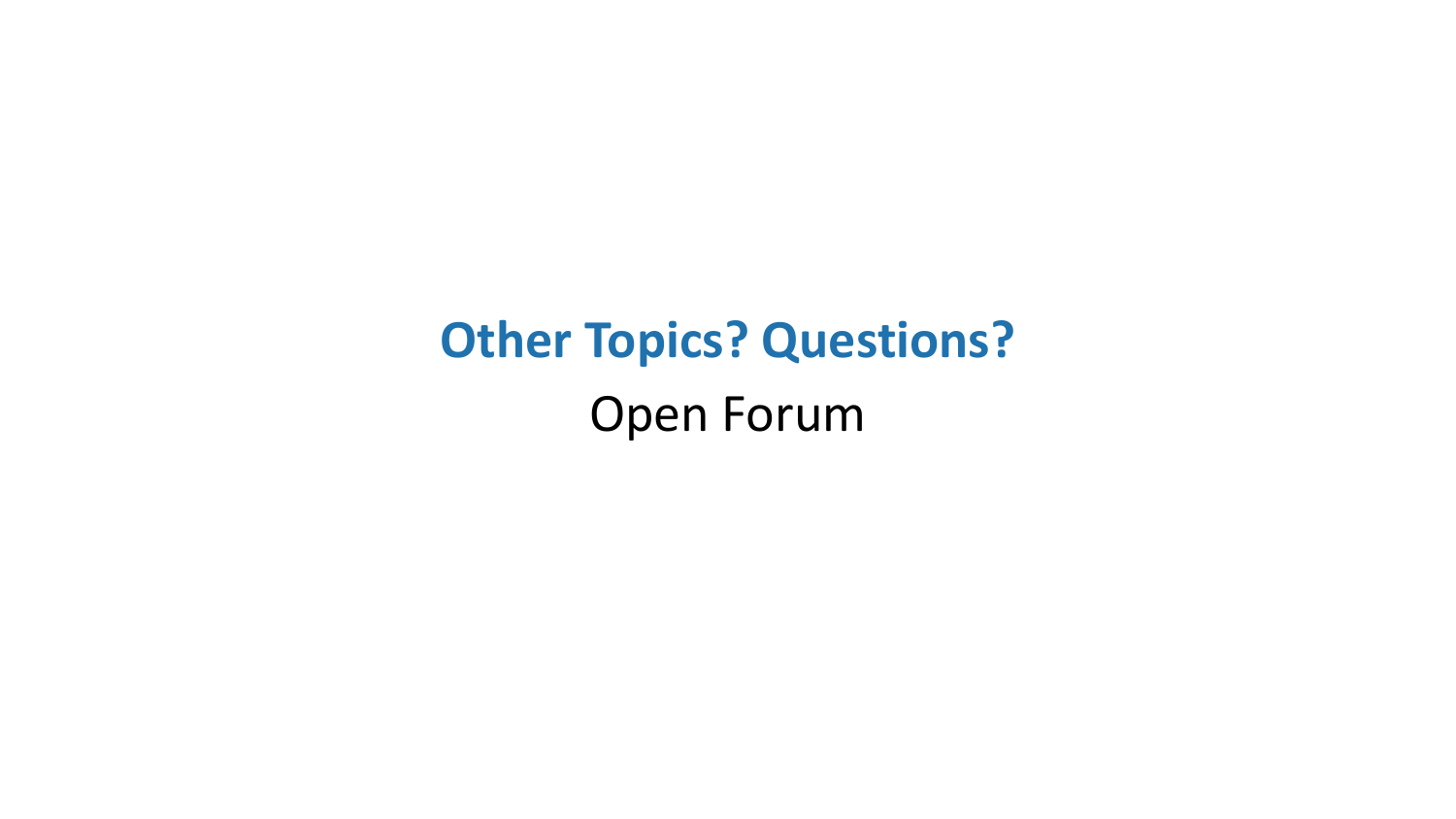# Other Topics? Questions?

Open Forum